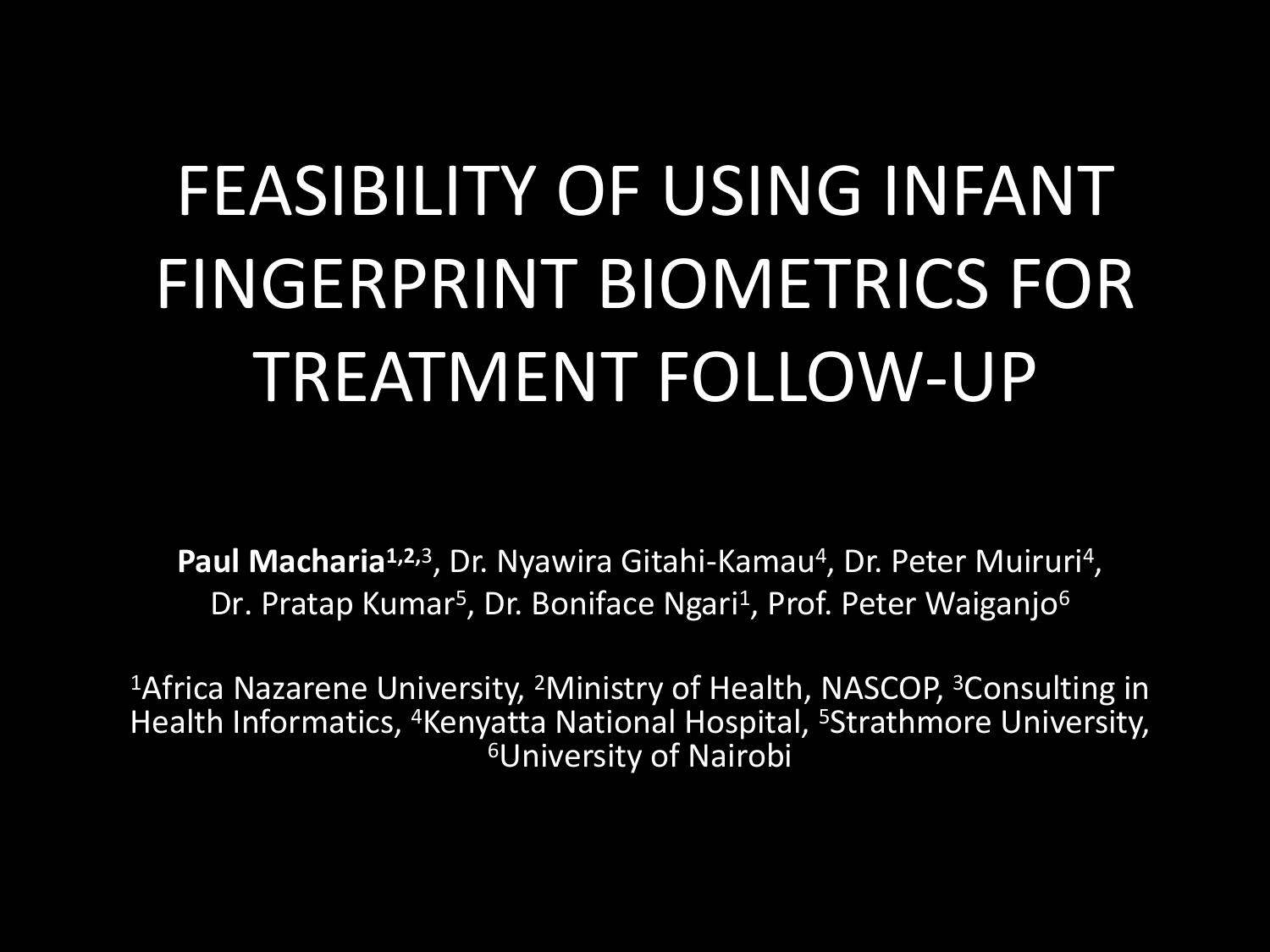# FEASIBILITY OF USING INFANT FINGERPRINT BIOMETRICS FOR TREATMENT FOLLOW-UP

**Paul Macharia**[1,2,3], Dr. Nyawira Gitahi-Kamau[4], Dr. Peter Muiruri[4], Dr. Pratap Kumar[5], Dr. Boniface Ngari[1], Prof. Peter Waiganjo[6]

[1]Africa Nazarene University, [2]Ministry of Health, NASCOP, [3]Consulting in Health Informatics, [4]Kenyatta National Hospital, [5]Strathmore University, [6]University of Nairobi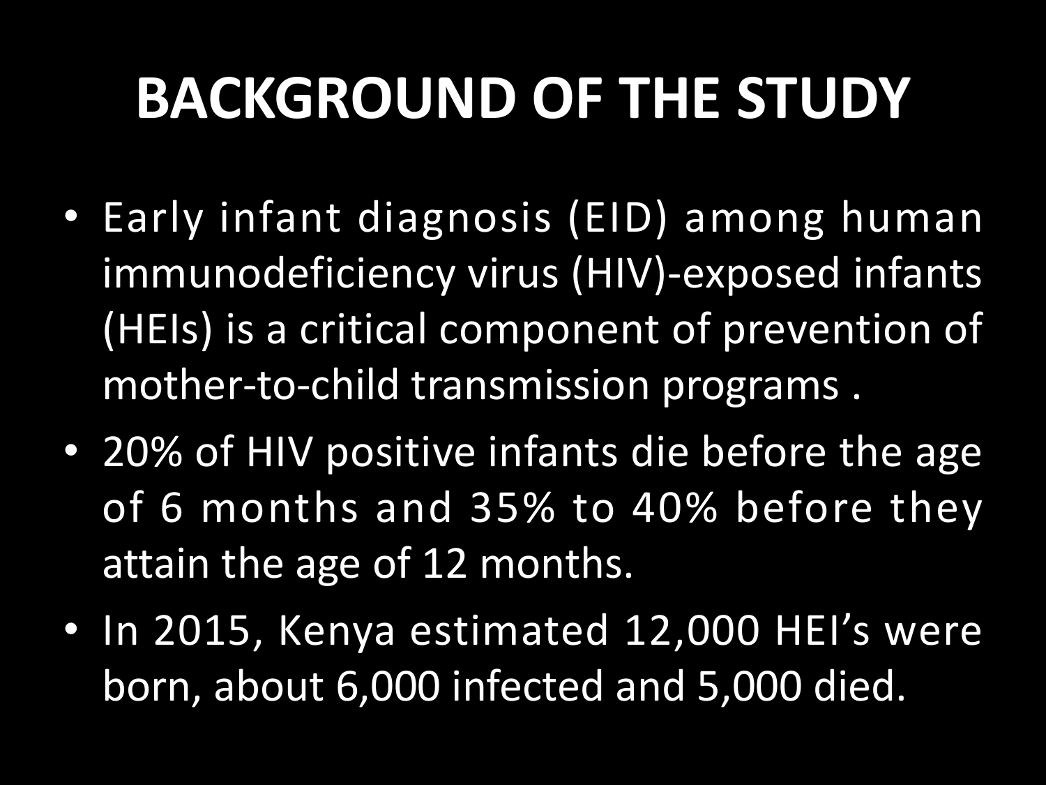# BACKGROUND OF THE STUDY

- Early infant diagnosis (EID) among human immunodeficiency virus (HIV)-exposed infants (HEIs) is a critical component of prevention of mother-to-child transmission programs .
- 20% of HIV positive infants die before the age of 6 months and 35% to 40% before they attain the age of 12 months.
- In 2015, Kenya estimated 12,000 HEI's were born, about 6,000 infected and 5,000 died.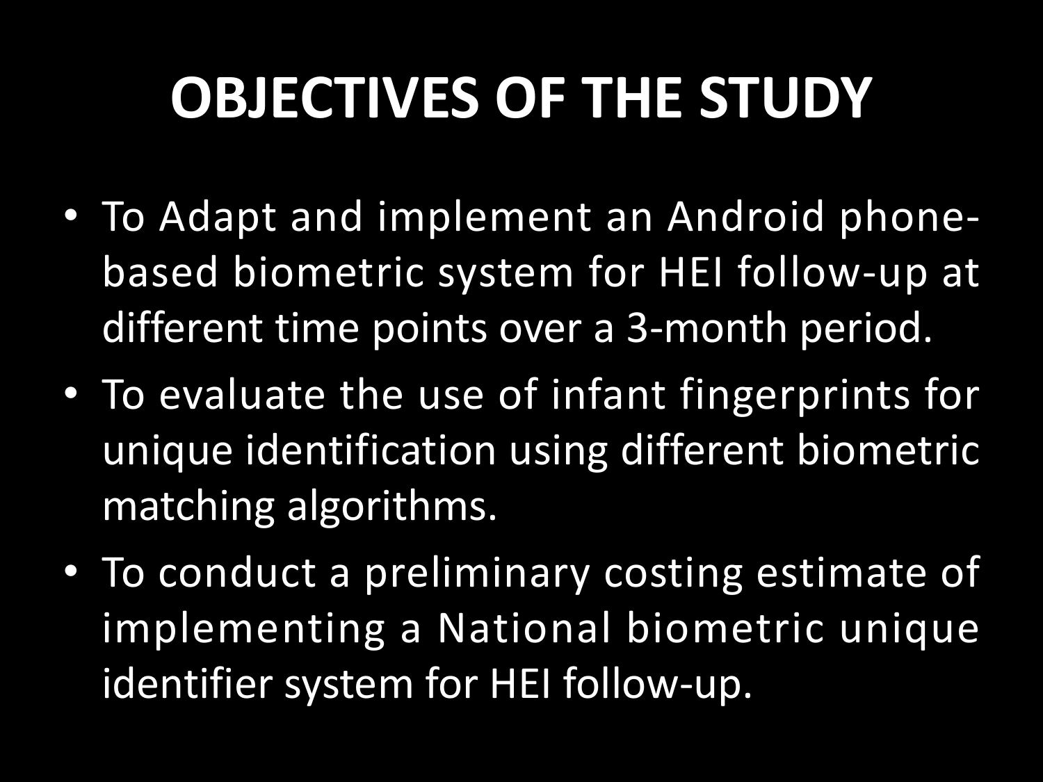# OBJECTIVES OF THE STUDY

- To Adapt and implement an Android phone-based biometric system for HEI follow-up at different time points over a 3-month period.
- To evaluate the use of infant fingerprints for unique identification using different biometric matching algorithms.
- To conduct a preliminary costing estimate of implementing a National biometric unique identifier system for HEI follow-up.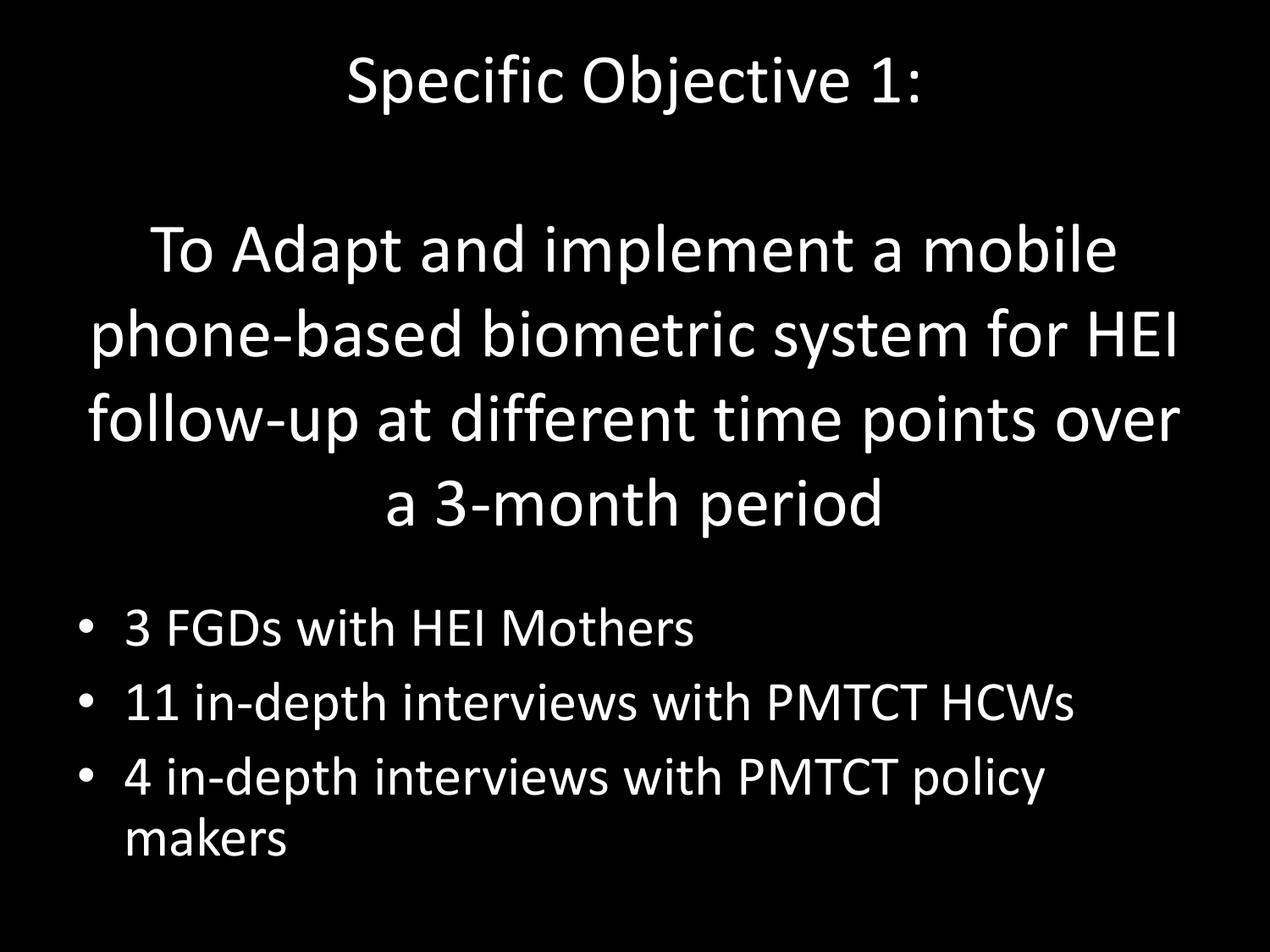# Specific Objective 1:

## To Adapt and implement a mobile phone-based biometric system for HEI follow-up at different time points over a 3-month period

- 3 FGDs with HEI Mothers
- 11 in-depth interviews with PMTCT HCWs
- 4 in-depth interviews with PMTCT policy makers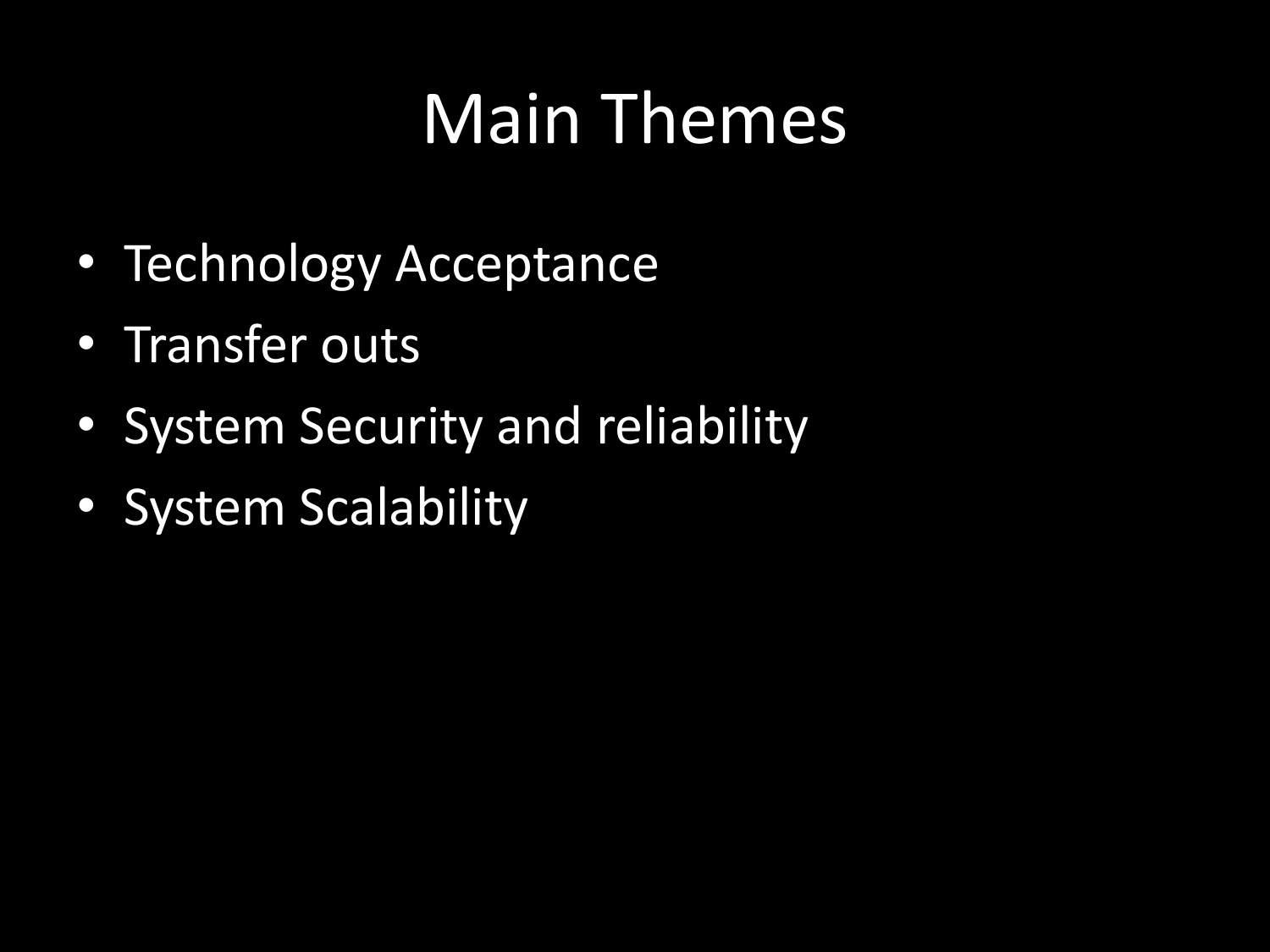# Main Themes

- Technology Acceptance
- Transfer outs
- System Security and reliability
- System Scalability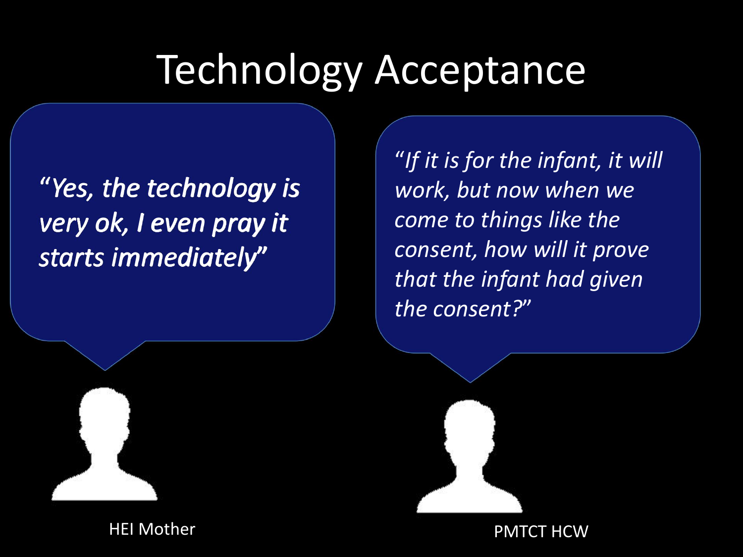# Technology Acceptance

*"Yes, the technology is very ok, I even pray it starts immediately"*

HEI Mother

*"If it is for the infant, it will work, but now when we come to things like the consent, how will it prove that the infant had given the consent?"*

PMTCT HCW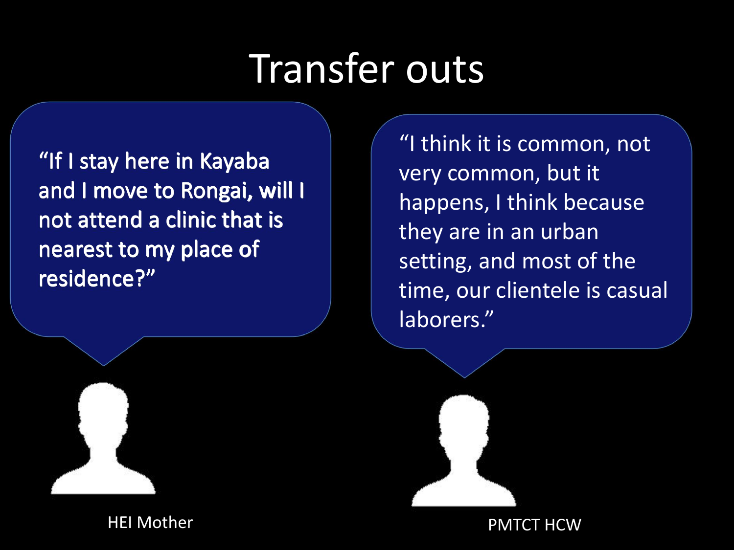# Transfer outs

"If I stay here in Kayaba and I move to Rongai, will I not attend a clinic that is nearest to my place of residence?"

HEI Mother

"I think it is common, not very common, but it happens, I think because they are in an urban setting, and most of the time, our clientele is casual laborers."

PMTCT HCW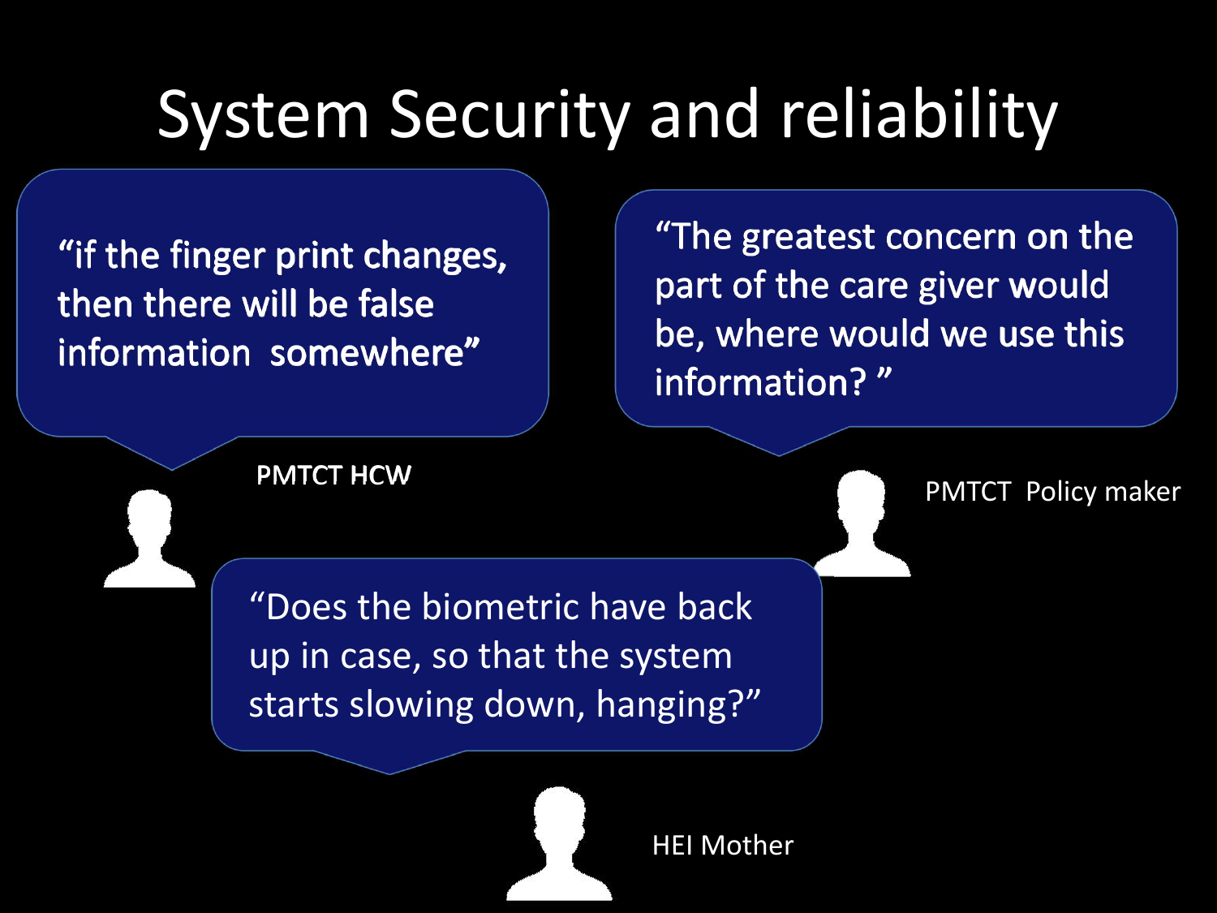# System Security and reliability

> "if the finger print changes, then there will be false information somewhere"

PMTCT HCW

> "The greatest concern on the part of the care giver would be, where would we use this information? "

PMTCT Policy maker

> "Does the biometric have back up in case, so that the system starts slowing down, hanging?"

HEI Mother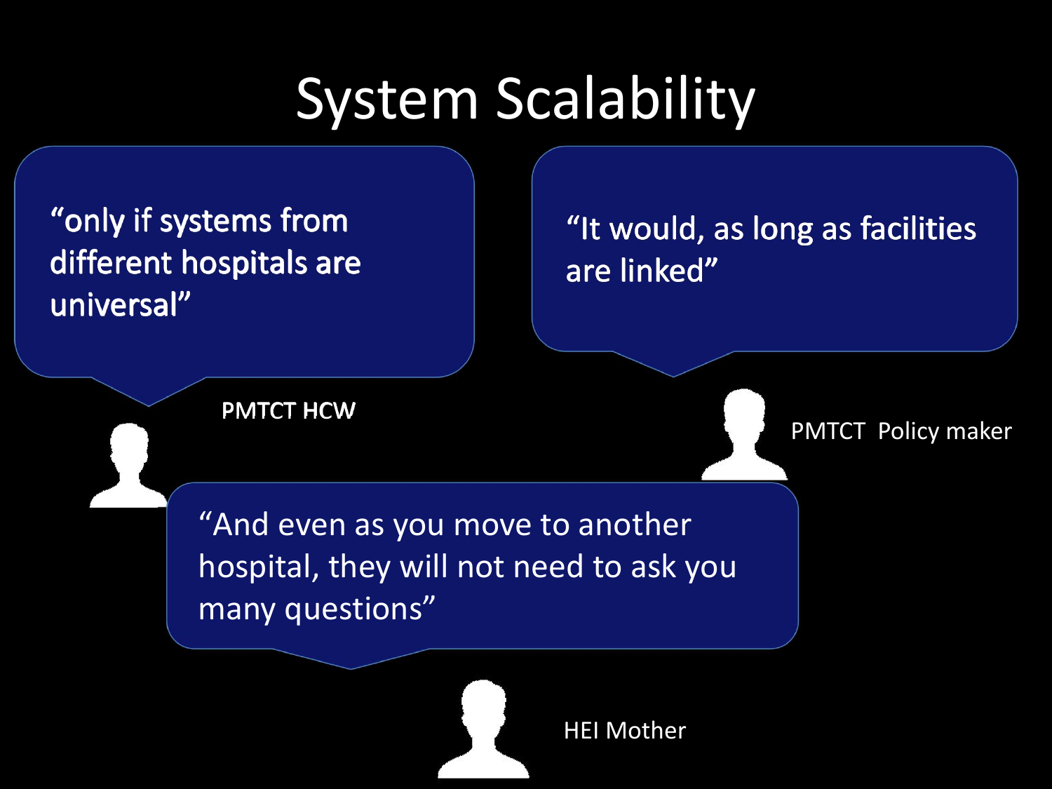# System Scalability

"only if systems from different hospitals are universal"

PMTCT HCW

"It would, as long as facilities are linked"

PMTCT Policy maker

"And even as you move to another hospital, they will not need to ask you many questions"

HEI Mother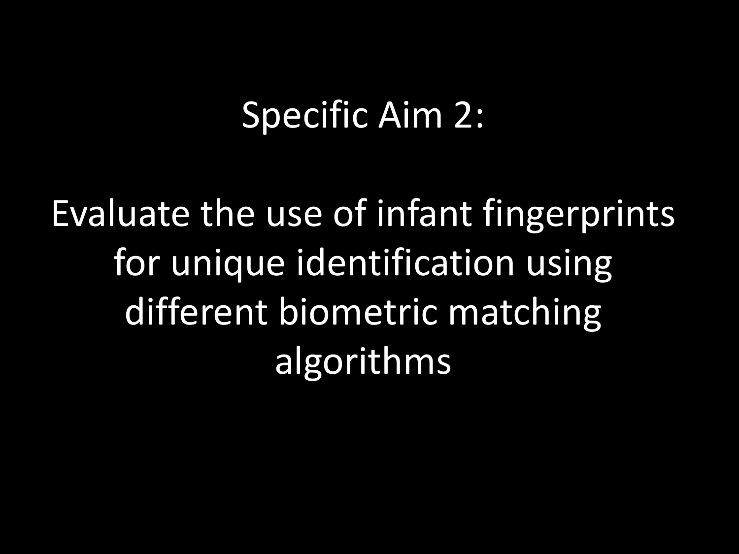# Specific Aim 2:

Evaluate the use of infant fingerprints for unique identification using different biometric matching algorithms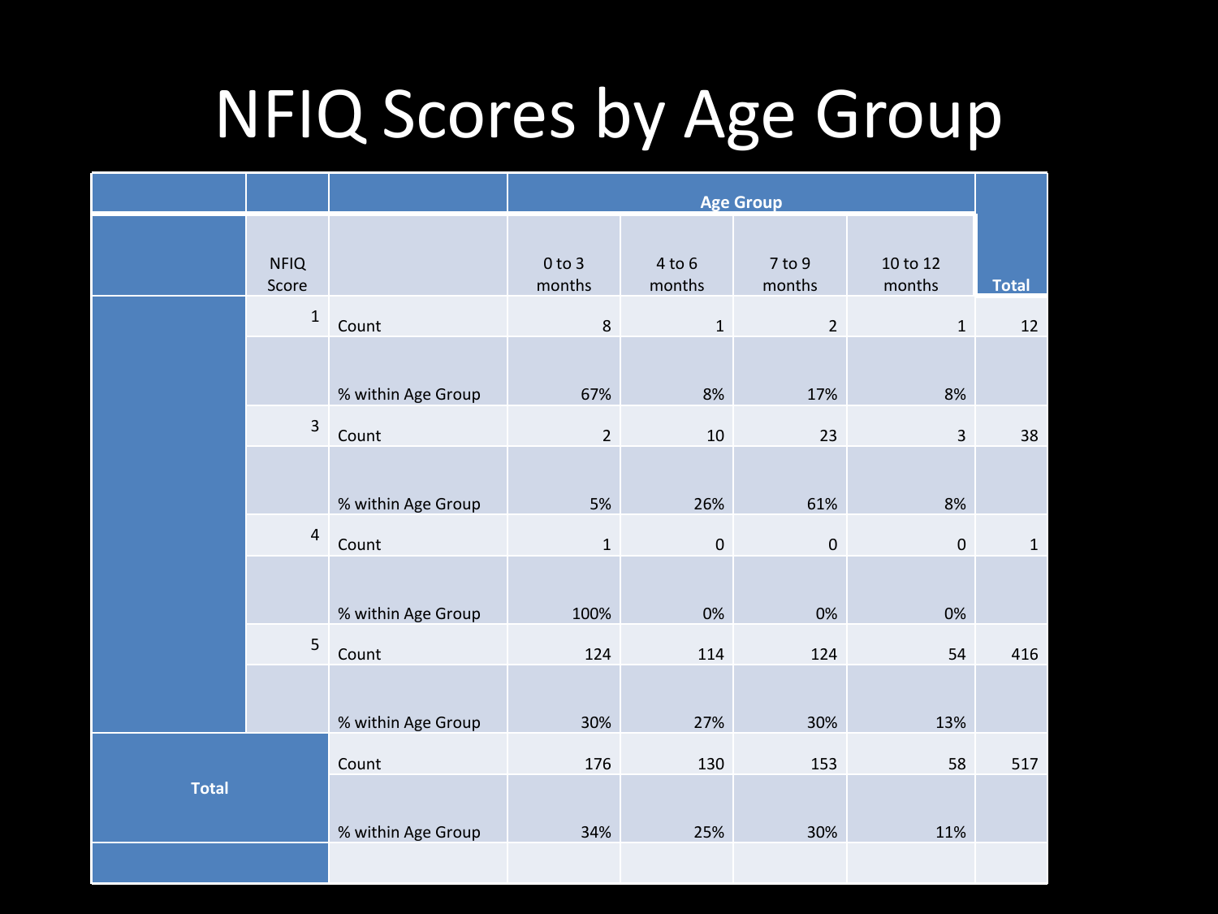# NFIQ Scores by Age Group

| | | | Age Group | | | | Total |
|---|---|---|---|---|---|---|---|
| | NFIQ Score | | 0 to 3 months | 4 to 6 months | 7 to 9 months | 10 to 12 months | |
| | 1 | Count | 8 | 1 | 2 | 1 | 12 |
| | | % within Age Group | 67% | 8% | 17% | 8% | |
| | 3 | Count | 2 | 10 | 23 | 3 | 38 |
| | | % within Age Group | 5% | 26% | 61% | 8% | |
| | 4 | Count | 1 | 0 | 0 | 0 | 1 |
| | | % within Age Group | 100% | 0% | 0% | 0% | |
| | 5 | Count | 124 | 114 | 124 | 54 | 416 |
| | | % within Age Group | 30% | 27% | 30% | 13% | |
| Total | | Count | 176 | 130 | 153 | 58 | 517 |
| | | % within Age Group | 34% | 25% | 30% | 11% | |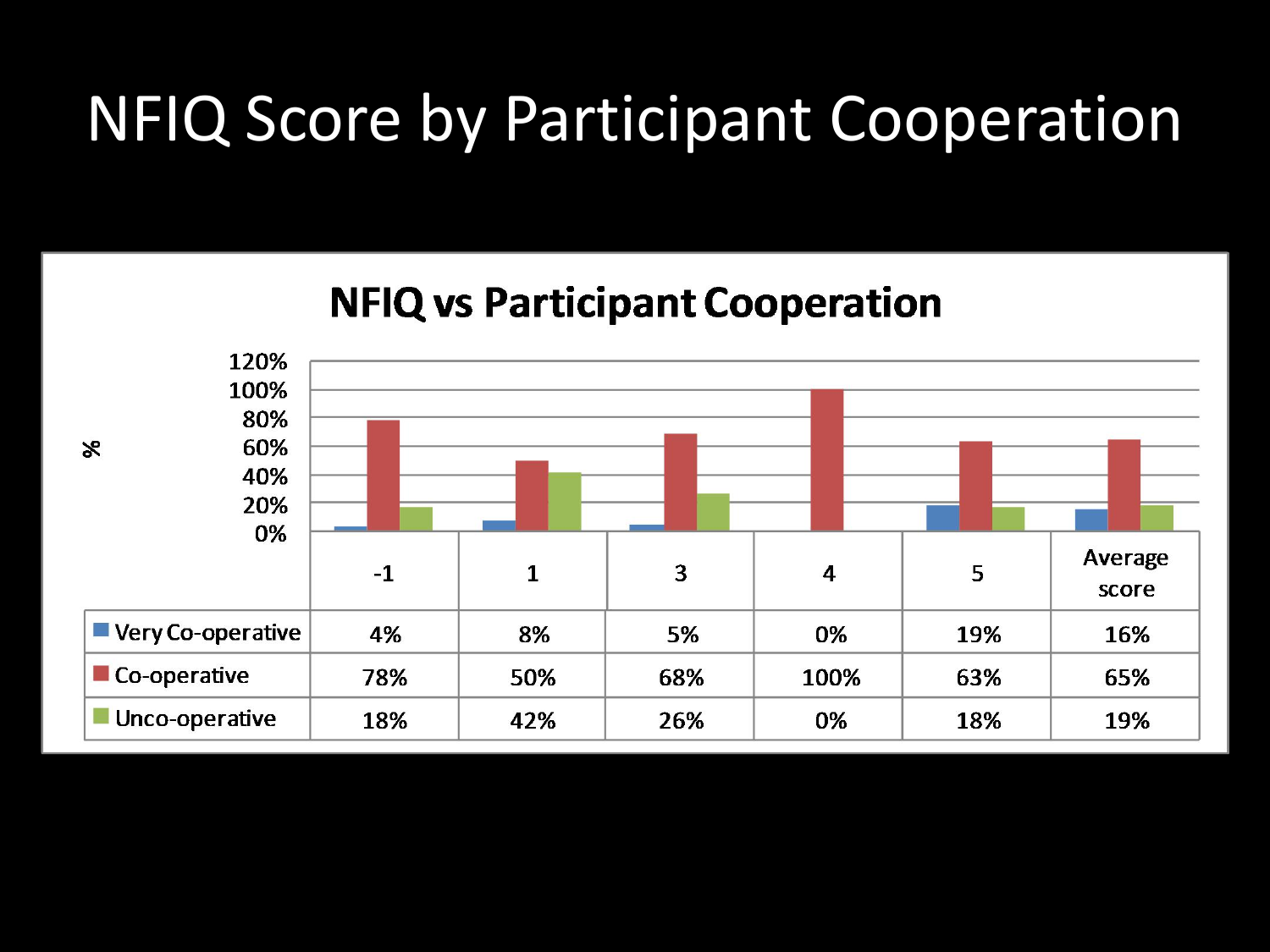# NFIQ Score by Participant Cooperation

**NFIQ vs Participant Cooperation**

| | -1 | 1 | 3 | 4 | 5 | Average score |
|---|---|---|---|---|---|---|
| Very Co-operative | 4% | 8% | 5% | 0% | 19% | 16% |
| Co-operative | 78% | 50% | 68% | 100% | 63% | 65% |
| Unco-operative | 18% | 42% | 26% | 0% | 18% | 19% |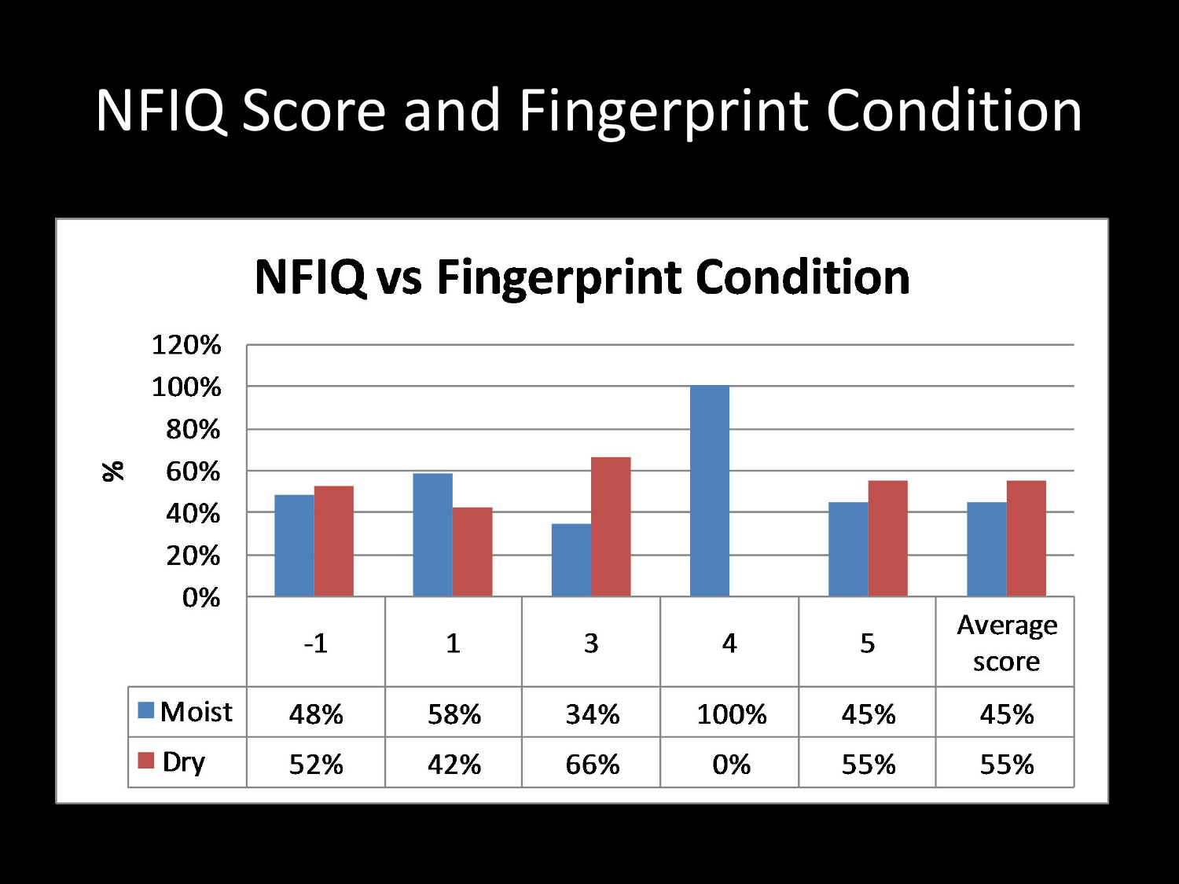# NFIQ Score and Fingerprint Condition

**NFIQ vs Fingerprint Condition**

| | -1 | 1 | 3 | 4 | 5 | Average score |
|---|---|---|---|---|---|---|
| Moist | 48% | 58% | 34% | 100% | 45% | 45% |
| Dry | 52% | 42% | 66% | 0% | 55% | 55% |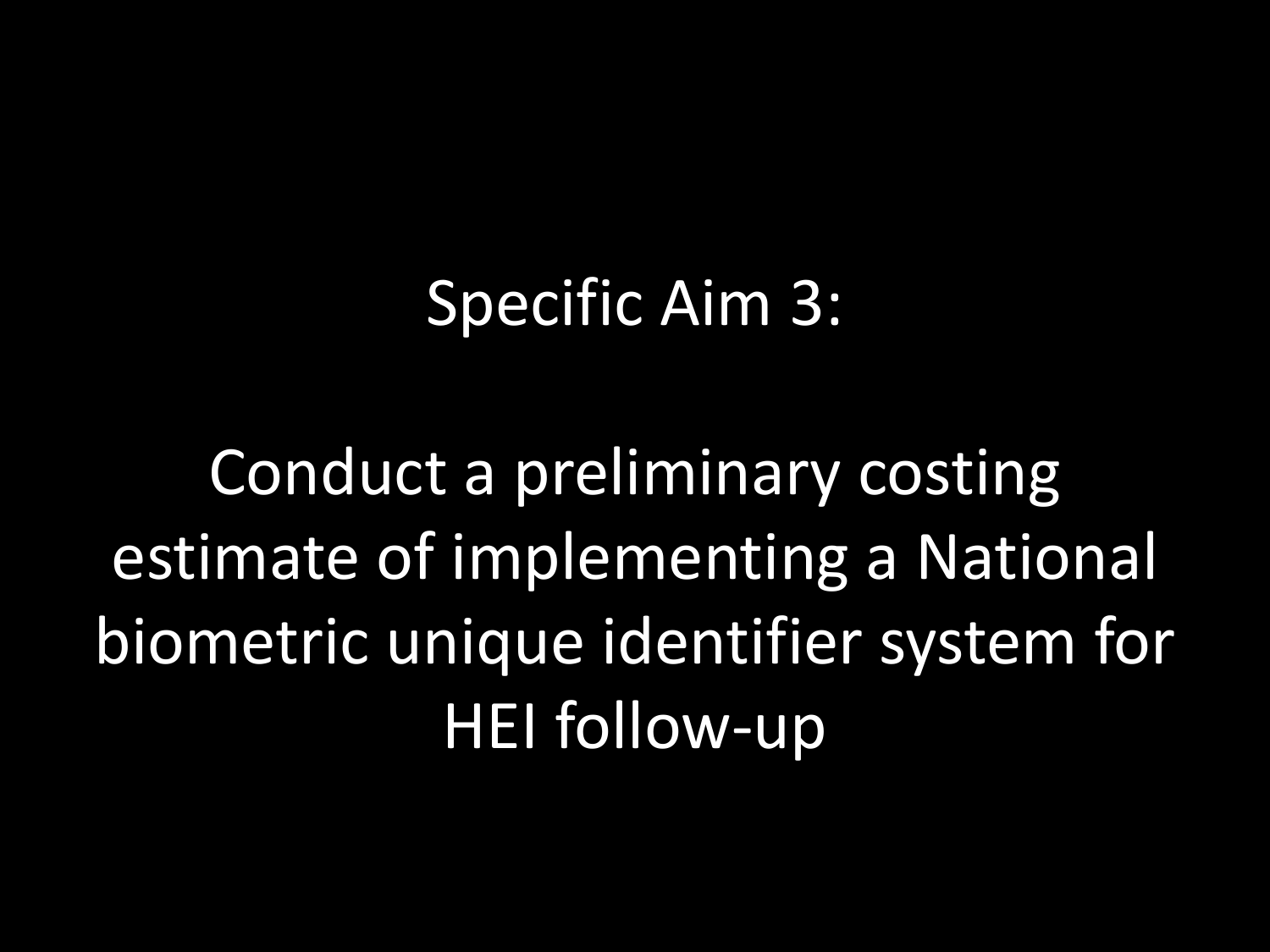# Specific Aim 3:

Conduct a preliminary costing estimate of implementing a National biometric unique identifier system for HEI follow-up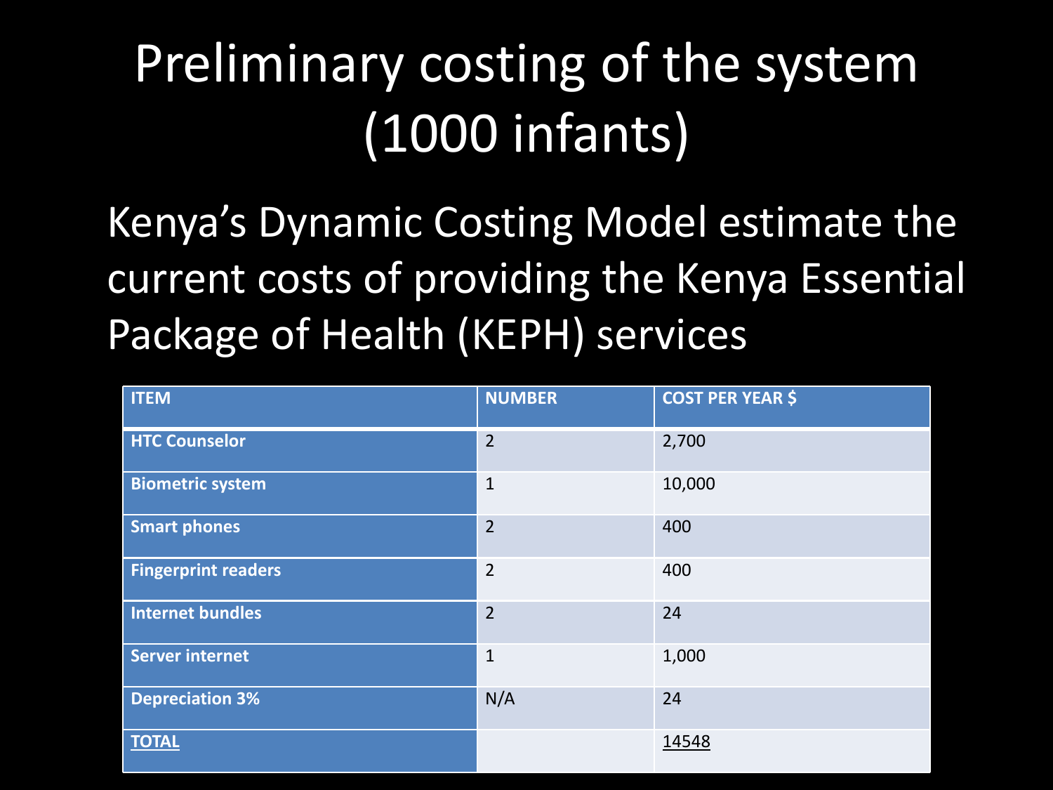# Preliminary costing of the system (1000 infants)

Kenya's Dynamic Costing Model estimate the current costs of providing the Kenya Essential Package of Health (KEPH) services

| ITEM | NUMBER | COST PER YEAR $ |
|---|---|---|
| HTC Counselor | 2 | 2,700 |
| Biometric system | 1 | 10,000 |
| Smart phones | 2 | 400 |
| Fingerprint readers | 2 | 400 |
| Internet bundles | 2 | 24 |
| Server internet | 1 | 1,000 |
| Depreciation 3% | N/A | 24 |
| <u>TOTAL</u> | | <u>14548</u> |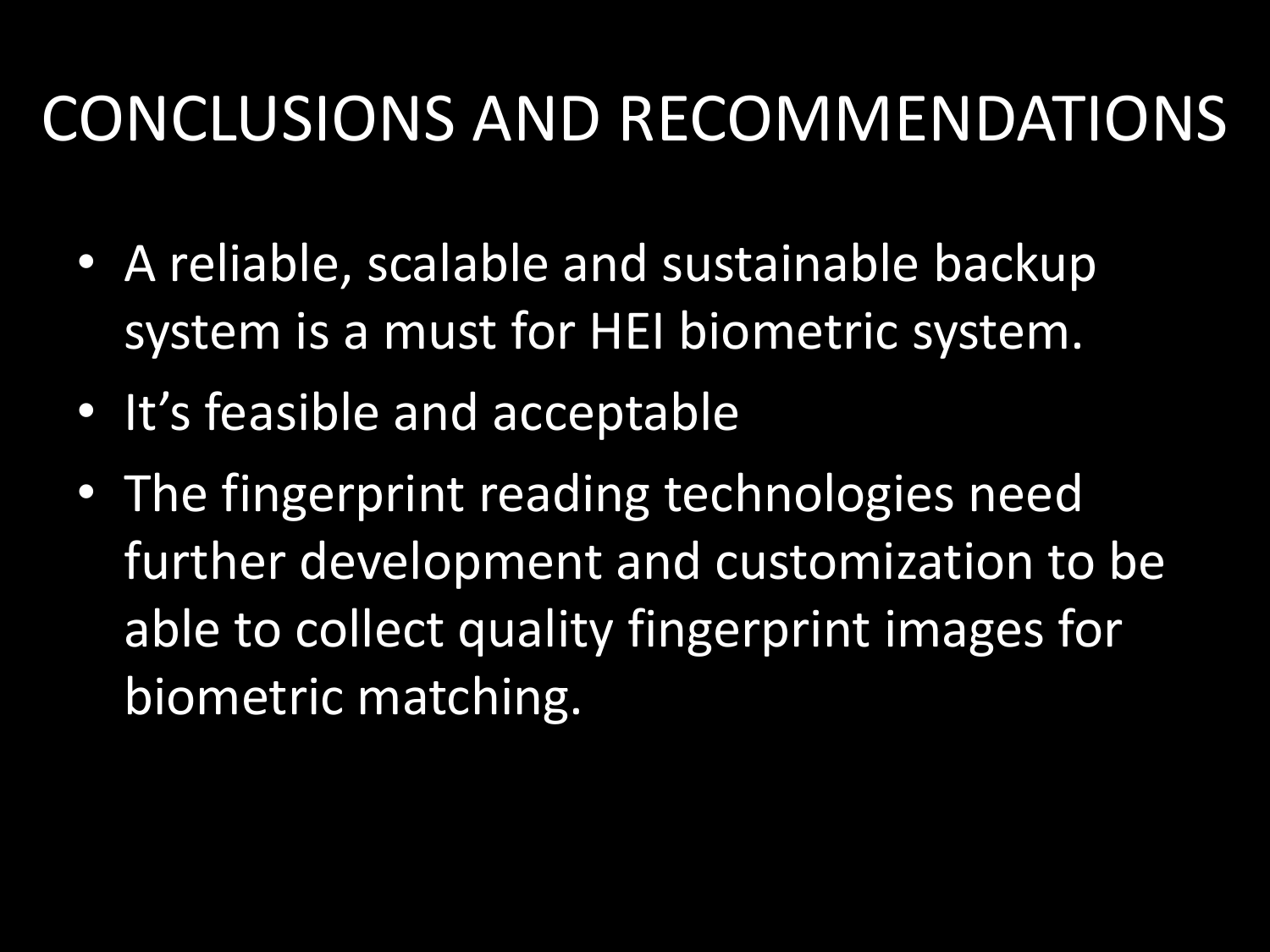# CONCLUSIONS AND RECOMMENDATIONS

- A reliable, scalable and sustainable backup system is a must for HEI biometric system.
- It’s feasible and acceptable
- The fingerprint reading technologies need further development and customization to be able to collect quality fingerprint images for biometric matching.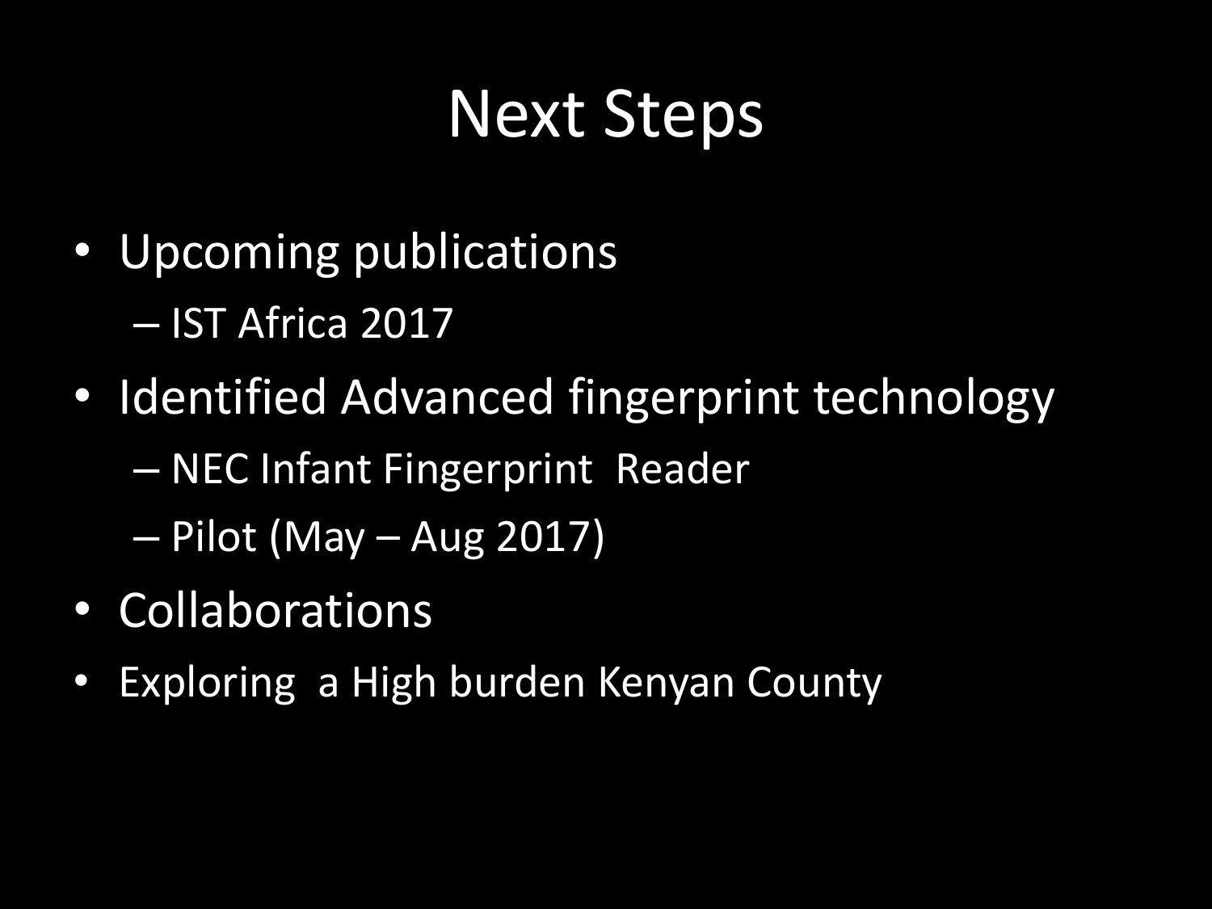# Next Steps

- Upcoming publications
  - IST Africa 2017
- Identified Advanced fingerprint technology
  - NEC Infant Fingerprint Reader
  - Pilot (May – Aug 2017)
- Collaborations
- Exploring a High burden Kenyan County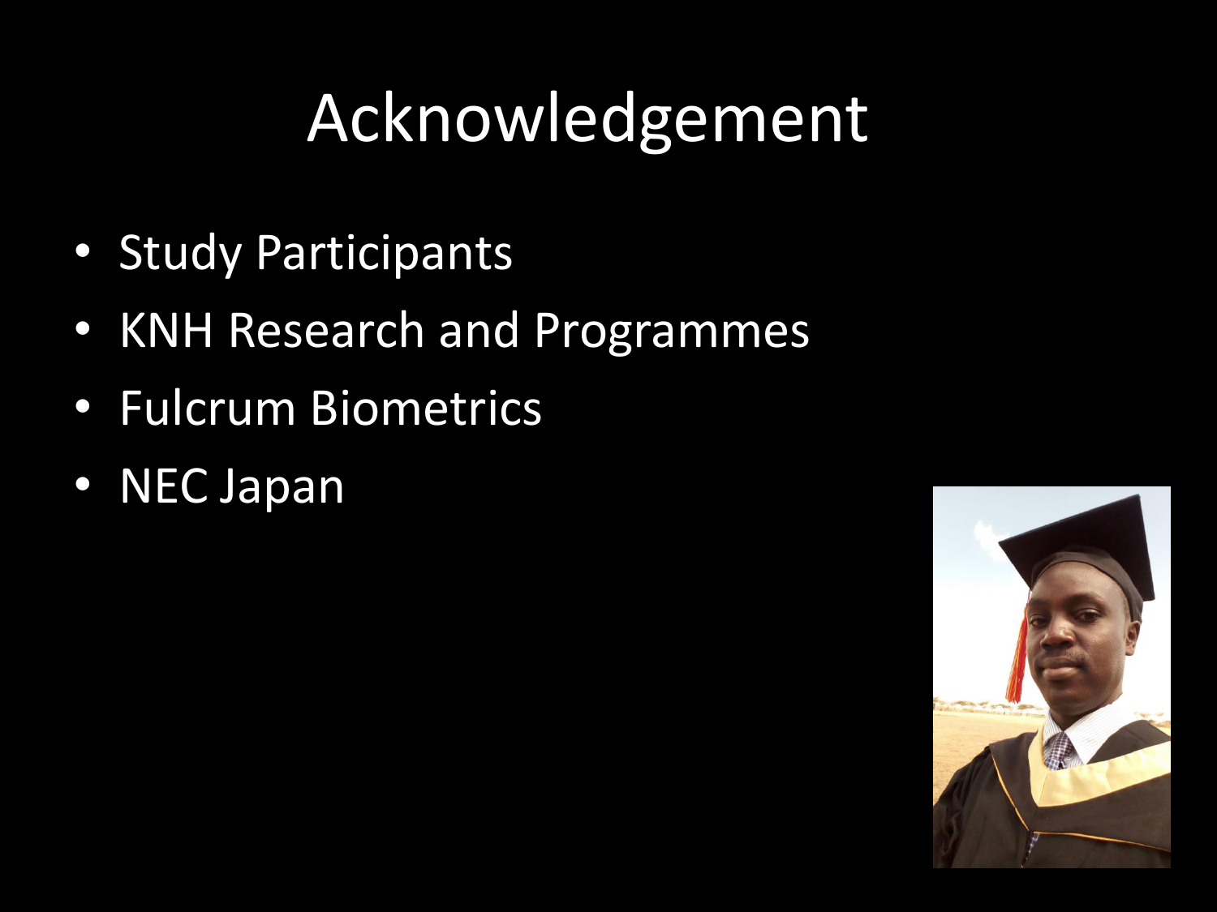# Acknowledgement

- Study Participants
- KNH Research and Programmes
- Fulcrum Biometrics
- NEC Japan